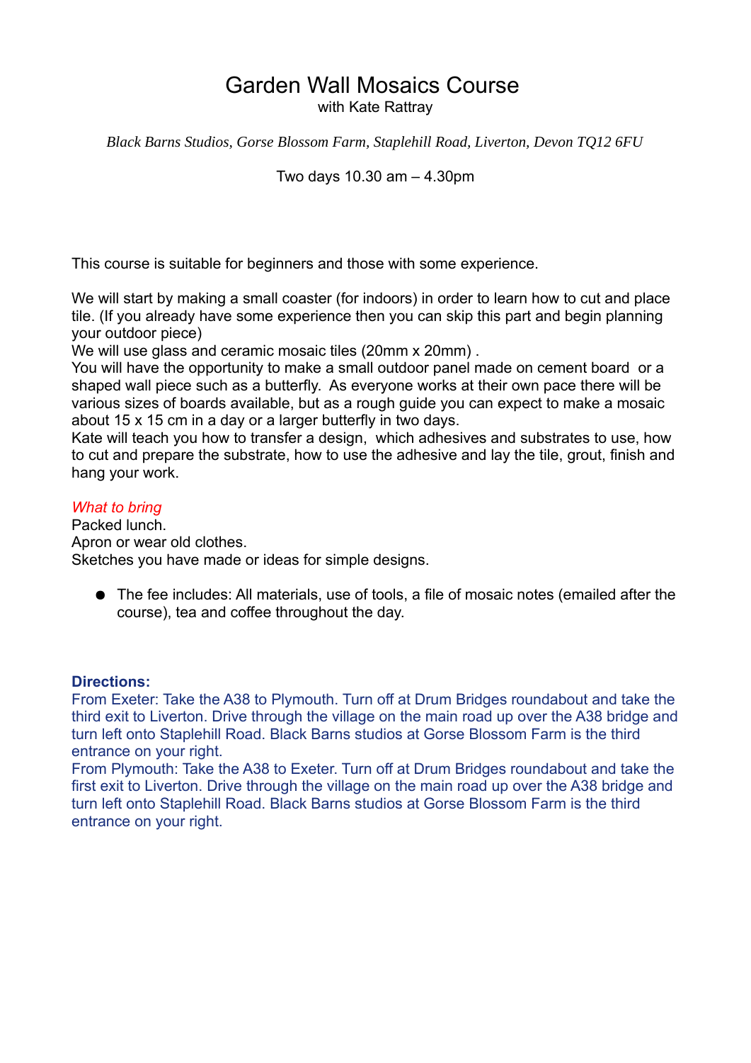# Garden Wall Mosaics Course

with Kate Rattray

*Black Barns Studios, Gorse Blossom Farm, Staplehill Road, Liverton, Devon TQ12 6FU*

Two days 10.30 am – 4.30pm

This course is suitable for beginners and those with some experience.

We will start by making a small coaster (for indoors) in order to learn how to cut and place tile. (If you already have some experience then you can skip this part and begin planning your outdoor piece)
We will use glass and ceramic mosaic tiles (20mm x 20mm) .
You will have the opportunity to make a small outdoor panel made on cement board or a shaped wall piece such as a butterfly. As everyone works at their own pace there will be various sizes of boards available, but as a rough guide you can expect to make a mosaic about 15 x 15 cm in a day or a larger butterfly in two days.
Kate will teach you how to transfer a design, which adhesives and substrates to use, how to cut and prepare the substrate, how to use the adhesive and lay the tile, grout, finish and hang your work.

*What to bring*
Packed lunch.
Apron or wear old clothes.
Sketches you have made or ideas for simple designs.

- The fee includes: All materials, use of tools, a file of mosaic notes (emailed after the course), tea and coffee throughout the day.

**Directions:**
From Exeter: Take the A38 to Plymouth. Turn off at Drum Bridges roundabout and take the third exit to Liverton. Drive through the village on the main road up over the A38 bridge and turn left onto Staplehill Road. Black Barns studios at Gorse Blossom Farm is the third entrance on your right.
From Plymouth: Take the A38 to Exeter. Turn off at Drum Bridges roundabout and take the first exit to Liverton. Drive through the village on the main road up over the A38 bridge and turn left onto Staplehill Road. Black Barns studios at Gorse Blossom Farm is the third entrance on your right.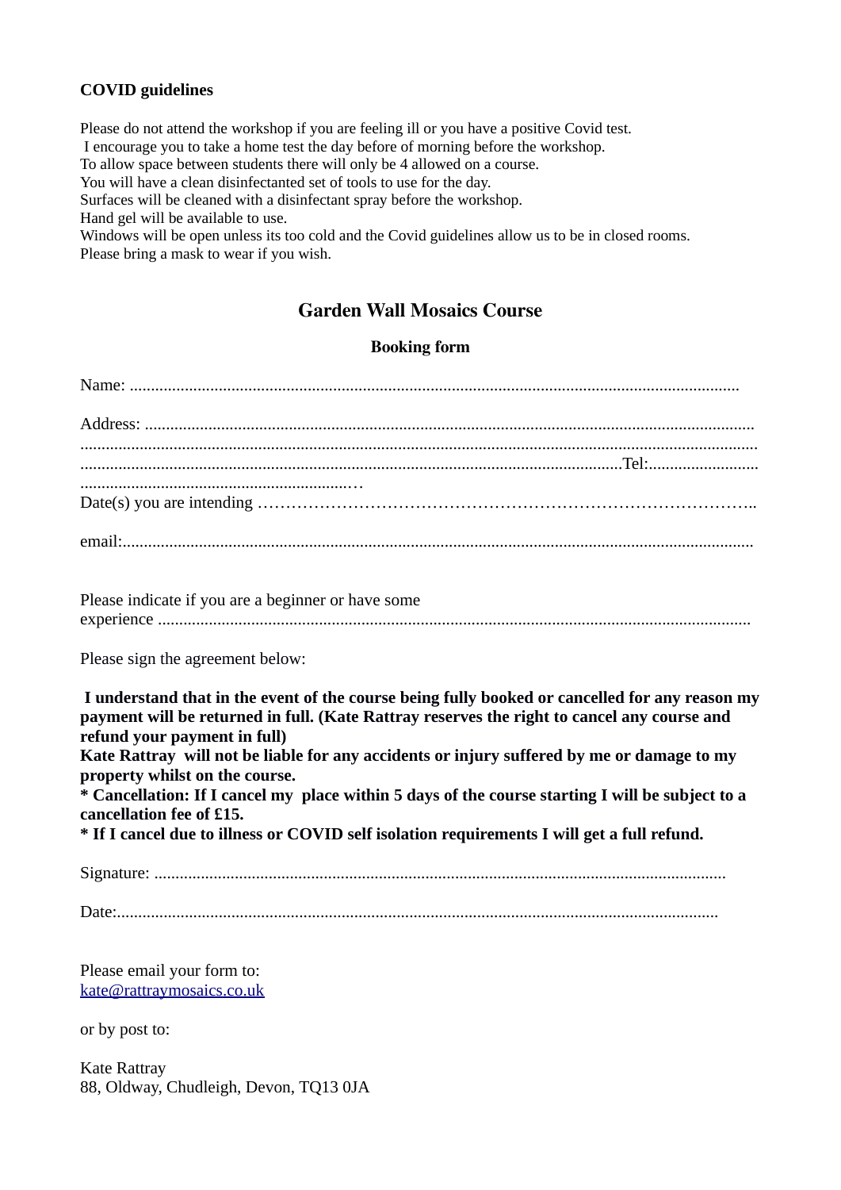**COVID guidelines**

Please do not attend the workshop if you are feeling ill or you have a positive Covid test.
I encourage you to take a home test the day before of morning before the workshop.
To allow space between students there will only be 4 allowed on a course.
You will have a clean disinfectanted set of tools to use for the day.
Surfaces will be cleaned with a disinfectant spray before the workshop.
Hand gel will be available to use.
Windows will be open unless its too cold and the Covid guidelines allow us to be in closed rooms.
Please bring a mask to wear if you wish.

## Garden Wall Mosaics Course

### Booking form

Name: ..............................................................................................................................................

Address: ...........................................................................................................................................
..........................................................................................................................................................
...................................................................................................................................Tel:.........................
................................................................…
Date(s) you are intending ……………………………………………………………………………..

email:..................................................................................................................................................

Please indicate if you are a beginner or have some
experience ..........................................................................................................................................

Please sign the agreement below:

**I understand that in the event of the course being fully booked or cancelled for any reason my payment will be returned in full. (Kate Rattray reserves the right to cancel any course and refund your payment in full)**
**Kate Rattray will not be liable for any accidents or injury suffered by me or damage to my property whilst on the course.**
**\* Cancellation: If I cancel my place within 5 days of the course starting I will be subject to a cancellation fee of £15.**
**\* If I cancel due to illness or COVID self isolation requirements I will get a full refund.**

Signature: .....................................................................................................................................

Date:............................................................................................................................................

Please email your form to:
kate@rattraymosaics.co.uk

or by post to:

Kate Rattray
88, Oldway, Chudleigh, Devon, TQ13 0JA